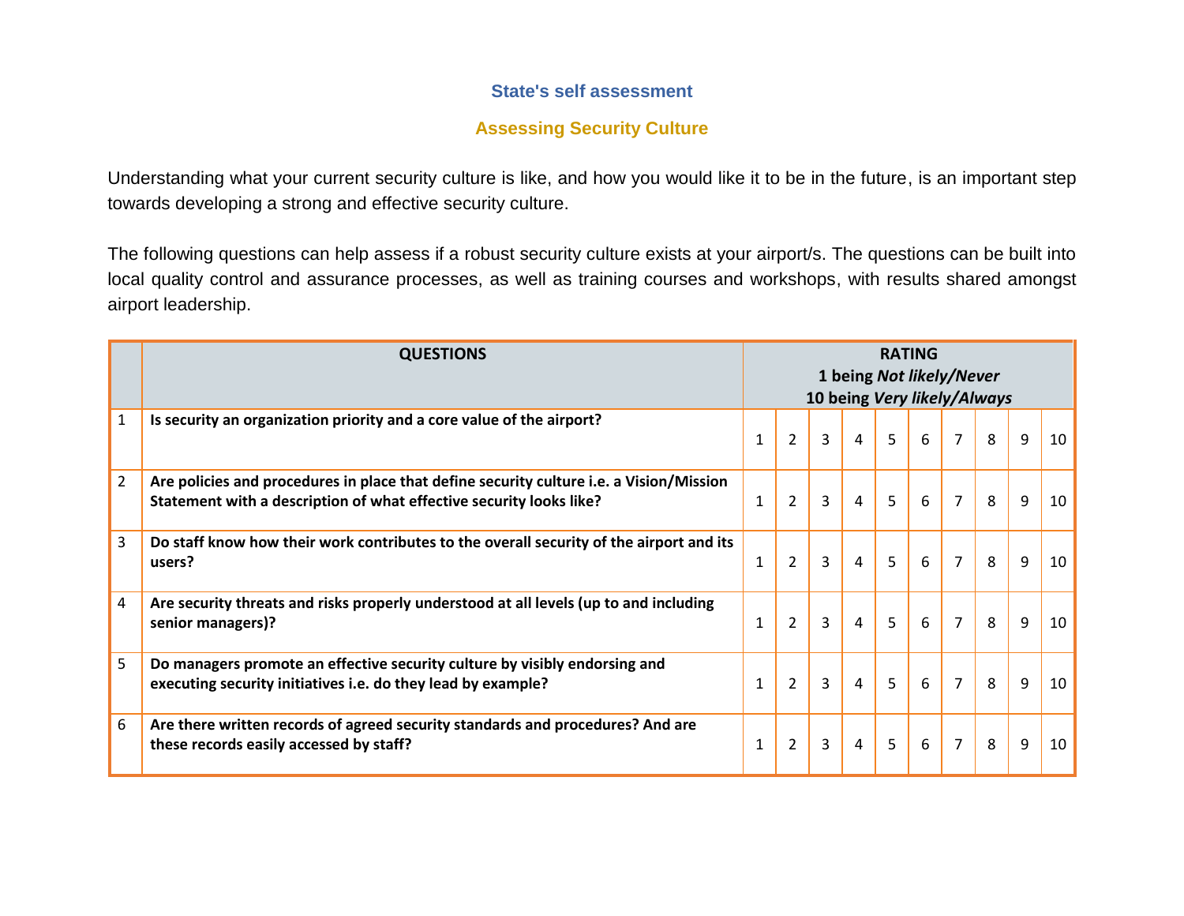## State's self assessment

### Assessing Security Culture

Understanding what your current security culture is like, and how you would like it to be in the future, is an important step towards developing a strong and effective security culture.

The following questions can help assess if a robust security culture exists at your airport/s. The questions can be built into local quality control and assurance processes, as well as training courses and workshops, with results shared amongst airport leadership.

| | **QUESTIONS** | **RATING** 1 being ***Not likely/Never*** 10 being ***Very likely/Always*** | | | | | | | | | |
|---|---|---|---|---|---|---|---|---|---|---|---|
| 1 | **Is security an organization priority and a core value of the airport?** | 1 | 2 | 3 | 4 | 5 | 6 | 7 | 8 | 9 | 10 |
| 2 | **Are policies and procedures in place that define security culture i.e. a Vision/Mission Statement with a description of what effective security looks like?** | 1 | 2 | 3 | 4 | 5 | 6 | 7 | 8 | 9 | 10 |
| 3 | **Do staff know how their work contributes to the overall security of the airport and its users?** | 1 | 2 | 3 | 4 | 5 | 6 | 7 | 8 | 9 | 10 |
| 4 | **Are security threats and risks properly understood at all levels (up to and including senior managers)?** | 1 | 2 | 3 | 4 | 5 | 6 | 7 | 8 | 9 | 10 |
| 5 | **Do managers promote an effective security culture by visibly endorsing and executing security initiatives i.e. do they lead by example?** | 1 | 2 | 3 | 4 | 5 | 6 | 7 | 8 | 9 | 10 |
| 6 | **Are there written records of agreed security standards and procedures? And are these records easily accessed by staff?** | 1 | 2 | 3 | 4 | 5 | 6 | 7 | 8 | 9 | 10 |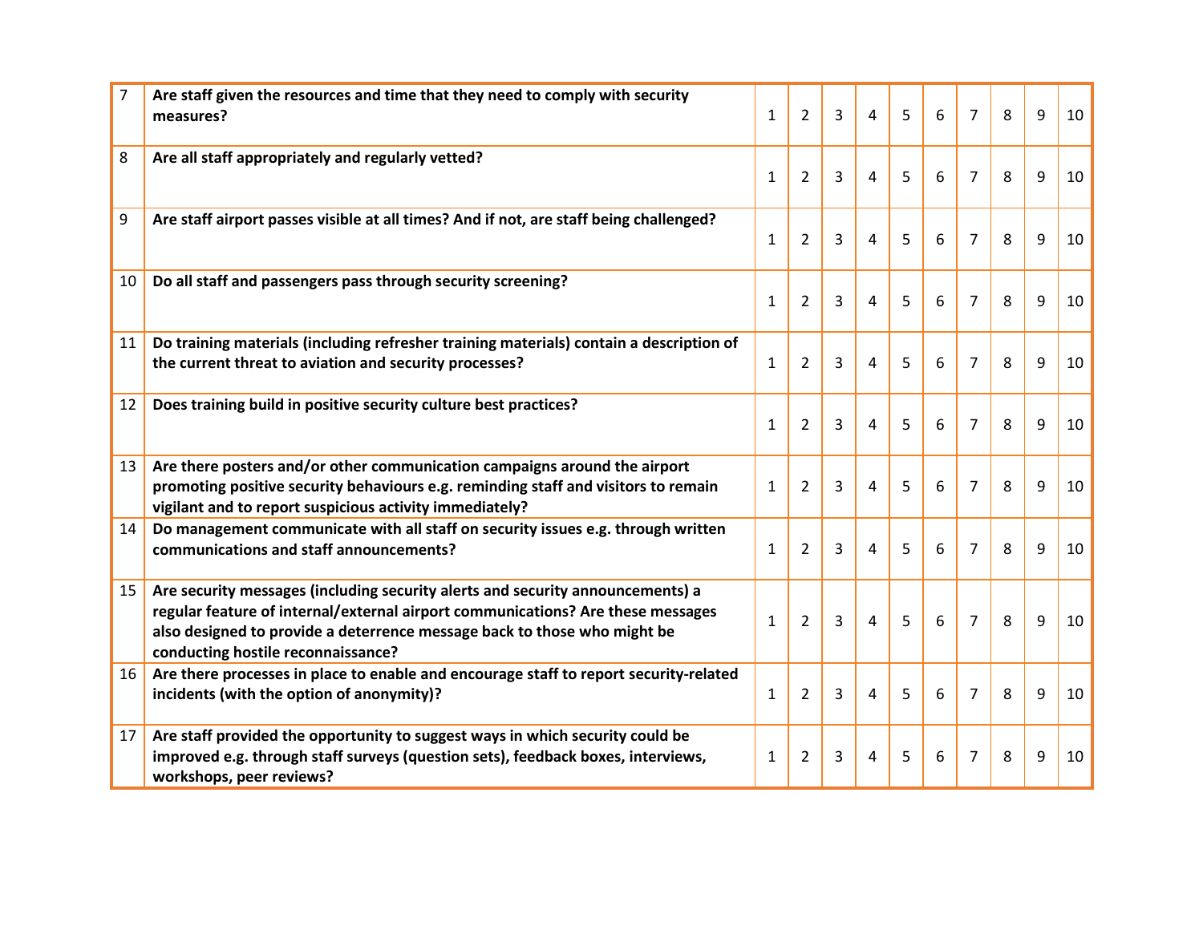| | | | | | | | | | | | |
|---|---|---|---|---|---|---|---|---|---|---|---|
| 7 | **Are staff given the resources and time that they need to comply with security measures?** | 1 | 2 | 3 | 4 | 5 | 6 | 7 | 8 | 9 | 10 |
| 8 | **Are all staff appropriately and regularly vetted?** | 1 | 2 | 3 | 4 | 5 | 6 | 7 | 8 | 9 | 10 |
| 9 | **Are staff airport passes visible at all times? And if not, are staff being challenged?** | 1 | 2 | 3 | 4 | 5 | 6 | 7 | 8 | 9 | 10 |
| 10 | **Do all staff and passengers pass through security screening?** | 1 | 2 | 3 | 4 | 5 | 6 | 7 | 8 | 9 | 10 |
| 11 | **Do training materials (including refresher training materials) contain a description of the current threat to aviation and security processes?** | 1 | 2 | 3 | 4 | 5 | 6 | 7 | 8 | 9 | 10 |
| 12 | **Does training build in positive security culture best practices?** | 1 | 2 | 3 | 4 | 5 | 6 | 7 | 8 | 9 | 10 |
| 13 | **Are there posters and/or other communication campaigns around the airport promoting positive security behaviours e.g. reminding staff and visitors to remain vigilant and to report suspicious activity immediately?** | 1 | 2 | 3 | 4 | 5 | 6 | 7 | 8 | 9 | 10 |
| 14 | **Do management communicate with all staff on security issues e.g. through written communications and staff announcements?** | 1 | 2 | 3 | 4 | 5 | 6 | 7 | 8 | 9 | 10 |
| 15 | **Are security messages (including security alerts and security announcements) a regular feature of internal/external airport communications? Are these messages also designed to provide a deterrence message back to those who might be conducting hostile reconnaissance?** | 1 | 2 | 3 | 4 | 5 | 6 | 7 | 8 | 9 | 10 |
| 16 | **Are there processes in place to enable and encourage staff to report security-related incidents (with the option of anonymity)?** | 1 | 2 | 3 | 4 | 5 | 6 | 7 | 8 | 9 | 10 |
| 17 | **Are staff provided the opportunity to suggest ways in which security could be improved e.g. through staff surveys (question sets), feedback boxes, interviews, workshops, peer reviews?** | 1 | 2 | 3 | 4 | 5 | 6 | 7 | 8 | 9 | 10 |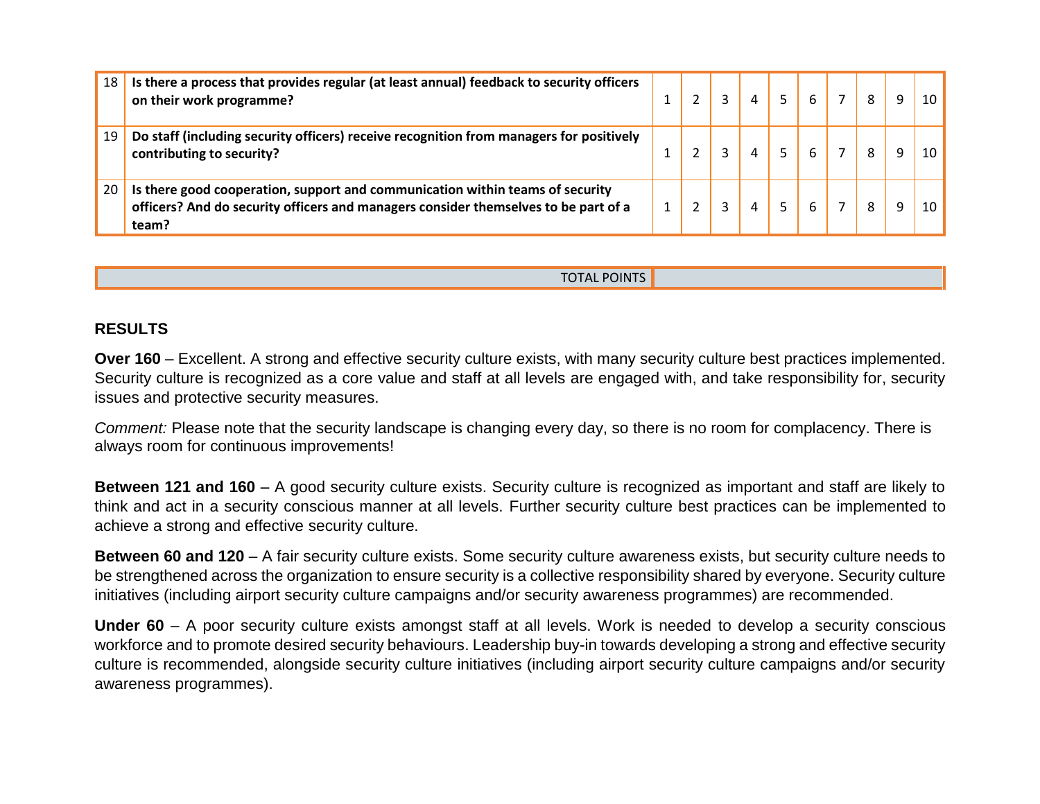| | | | | | | | | | | | |
|---|---|---|---|---|---|---|---|---|---|---|---|
| 18 | **Is there a process that provides regular (at least annual) feedback to security officers on their work programme?** | 1 | 2 | 3 | 4 | 5 | 6 | 7 | 8 | 9 | 10 |
| 19 | **Do staff (including security officers) receive recognition from managers for positively contributing to security?** | 1 | 2 | 3 | 4 | 5 | 6 | 7 | 8 | 9 | 10 |
| 20 | **Is there good cooperation, support and communication within teams of security officers? And do security officers and managers consider themselves to be part of a team?** | 1 | 2 | 3 | 4 | 5 | 6 | 7 | 8 | 9 | 10 |

| | |
|---|---|
| TOTAL POINTS | |

**RESULTS**

**Over 160** – Excellent. A strong and effective security culture exists, with many security culture best practices implemented. Security culture is recognized as a core value and staff at all levels are engaged with, and take responsibility for, security issues and protective security measures.

*Comment:* Please note that the security landscape is changing every day, so there is no room for complacency. There is always room for continuous improvements!

**Between 121 and 160** – A good security culture exists. Security culture is recognized as important and staff are likely to think and act in a security conscious manner at all levels. Further security culture best practices can be implemented to achieve a strong and effective security culture.

**Between 60 and 120** – A fair security culture exists. Some security culture awareness exists, but security culture needs to be strengthened across the organization to ensure security is a collective responsibility shared by everyone. Security culture initiatives (including airport security culture campaigns and/or security awareness programmes) are recommended.

**Under 60** – A poor security culture exists amongst staff at all levels. Work is needed to develop a security conscious workforce and to promote desired security behaviours. Leadership buy-in towards developing a strong and effective security culture is recommended, alongside security culture initiatives (including airport security culture campaigns and/or security awareness programmes).